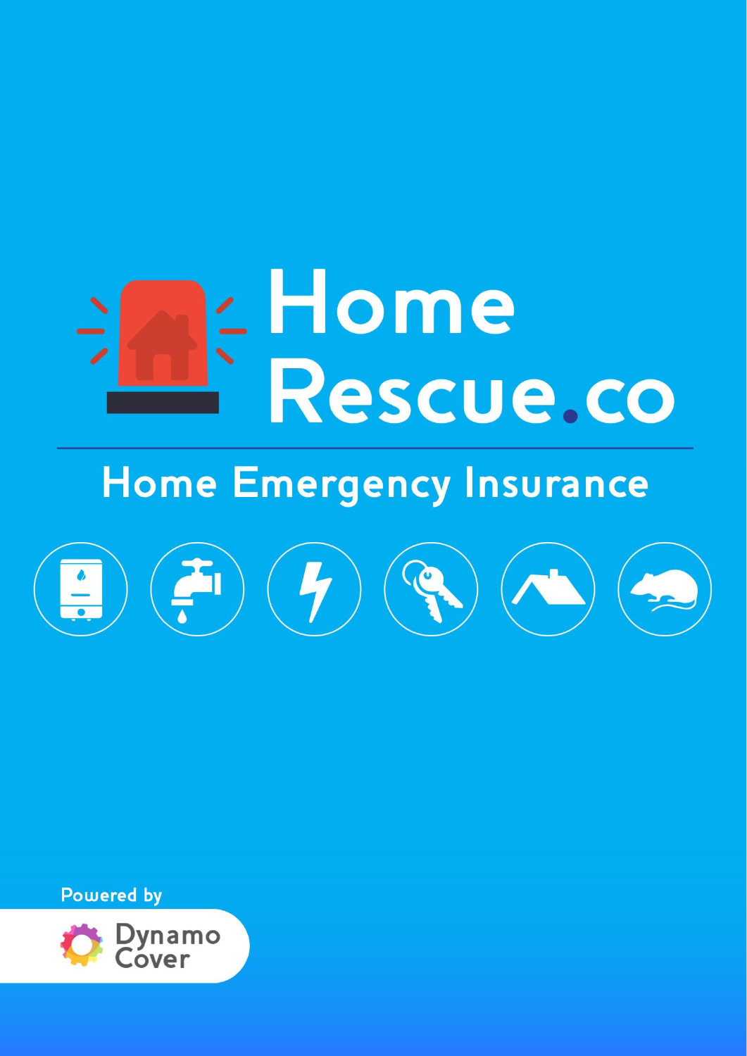# Home Rescue.co

## Home Emergency Insurance

Powered by

Dynamo Cover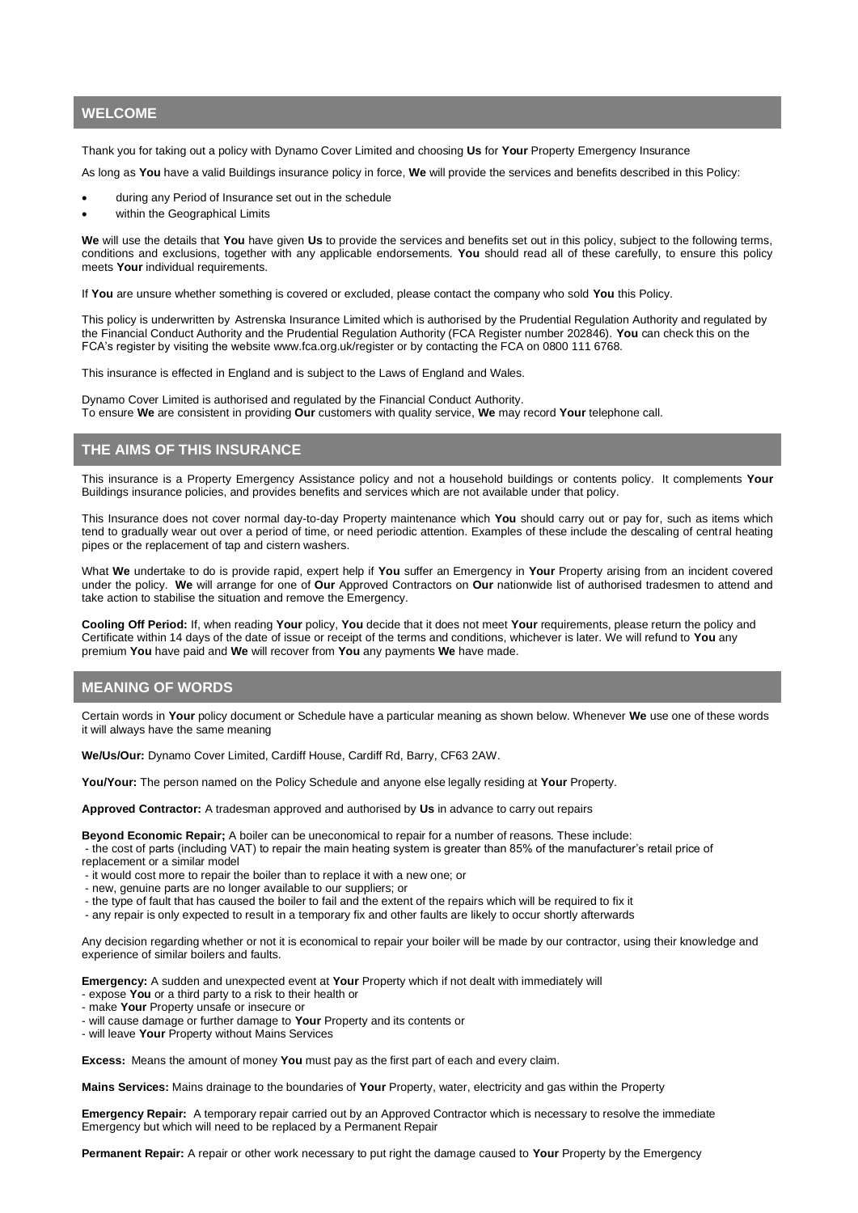## WELCOME

Thank you for taking out a policy with Dynamo Cover Limited and choosing **Us** for **Your** Property Emergency Insurance

As long as **You** have a valid Buildings insurance policy in force, **We** will provide the services and benefits described in this Policy:

- during any Period of Insurance set out in the schedule
- within the Geographical Limits

**We** will use the details that **You** have given **Us** to provide the services and benefits set out in this policy, subject to the following terms, conditions and exclusions, together with any applicable endorsements. **You** should read all of these carefully, to ensure this policy meets **Your** individual requirements.

If **You** are unsure whether something is covered or excluded, please contact the company who sold **You** this Policy.

This policy is underwritten by Astrenska Insurance Limited which is authorised by the Prudential Regulation Authority and regulated by the Financial Conduct Authority and the Prudential Regulation Authority (FCA Register number 202846). **You** can check this on the FCA's register by visiting the website www.fca.org.uk/register or by contacting the FCA on 0800 111 6768.

This insurance is effected in England and is subject to the Laws of England and Wales.

Dynamo Cover Limited is authorised and regulated by the Financial Conduct Authority.
To ensure **We** are consistent in providing **Our** customers with quality service, **We** may record **Your** telephone call.

## THE AIMS OF THIS INSURANCE

This insurance is a Property Emergency Assistance policy and not a household buildings or contents policy. It complements **Your** Buildings insurance policies, and provides benefits and services which are not available under that policy.

This Insurance does not cover normal day-to-day Property maintenance which **You** should carry out or pay for, such as items which tend to gradually wear out over a period of time, or need periodic attention. Examples of these include the descaling of central heating pipes or the replacement of tap and cistern washers.

What **We** undertake to do is provide rapid, expert help if **You** suffer an Emergency in **Your** Property arising from an incident covered under the policy. **We** will arrange for one of **Our** Approved Contractors on **Our** nationwide list of authorised tradesmen to attend and take action to stabilise the situation and remove the Emergency.

**Cooling Off Period:** If, when reading **Your** policy, **You** decide that it does not meet **Your** requirements, please return the policy and Certificate within 14 days of the date of issue or receipt of the terms and conditions, whichever is later. We will refund to **You** any premium **You** have paid and **We** will recover from **You** any payments **We** have made.

## MEANING OF WORDS

Certain words in **Your** policy document or Schedule have a particular meaning as shown below. Whenever **We** use one of these words it will always have the same meaning

**We/Us/Our:** Dynamo Cover Limited, Cardiff House, Cardiff Rd, Barry, CF63 2AW.

**You/Your:** The person named on the Policy Schedule and anyone else legally residing at **Your** Property.

**Approved Contractor:** A tradesman approved and authorised by **Us** in advance to carry out repairs

**Beyond Economic Repair;** A boiler can be uneconomical to repair for a number of reasons. These include:
- the cost of parts (including VAT) to repair the main heating system is greater than 85% of the manufacturer's retail price of replacement or a similar model
- it would cost more to repair the boiler than to replace it with a new one; or
- new, genuine parts are no longer available to our suppliers; or
- the type of fault that has caused the boiler to fail and the extent of the repairs which will be required to fix it
- any repair is only expected to result in a temporary fix and other faults are likely to occur shortly afterwards

Any decision regarding whether or not it is economical to repair your boiler will be made by our contractor, using their knowledge and experience of similar boilers and faults.

**Emergency:** A sudden and unexpected event at **Your** Property which if not dealt with immediately will
- expose **You** or a third party to a risk to their health or
- make **Your** Property unsafe or insecure or
- will cause damage or further damage to **Your** Property and its contents or
- will leave **Your** Property without Mains Services

**Excess:** Means the amount of money **You** must pay as the first part of each and every claim.

**Mains Services:** Mains drainage to the boundaries of **Your** Property, water, electricity and gas within the Property

**Emergency Repair:** A temporary repair carried out by an Approved Contractor which is necessary to resolve the immediate Emergency but which will need to be replaced by a Permanent Repair

**Permanent Repair:** A repair or other work necessary to put right the damage caused to **Your** Property by the Emergency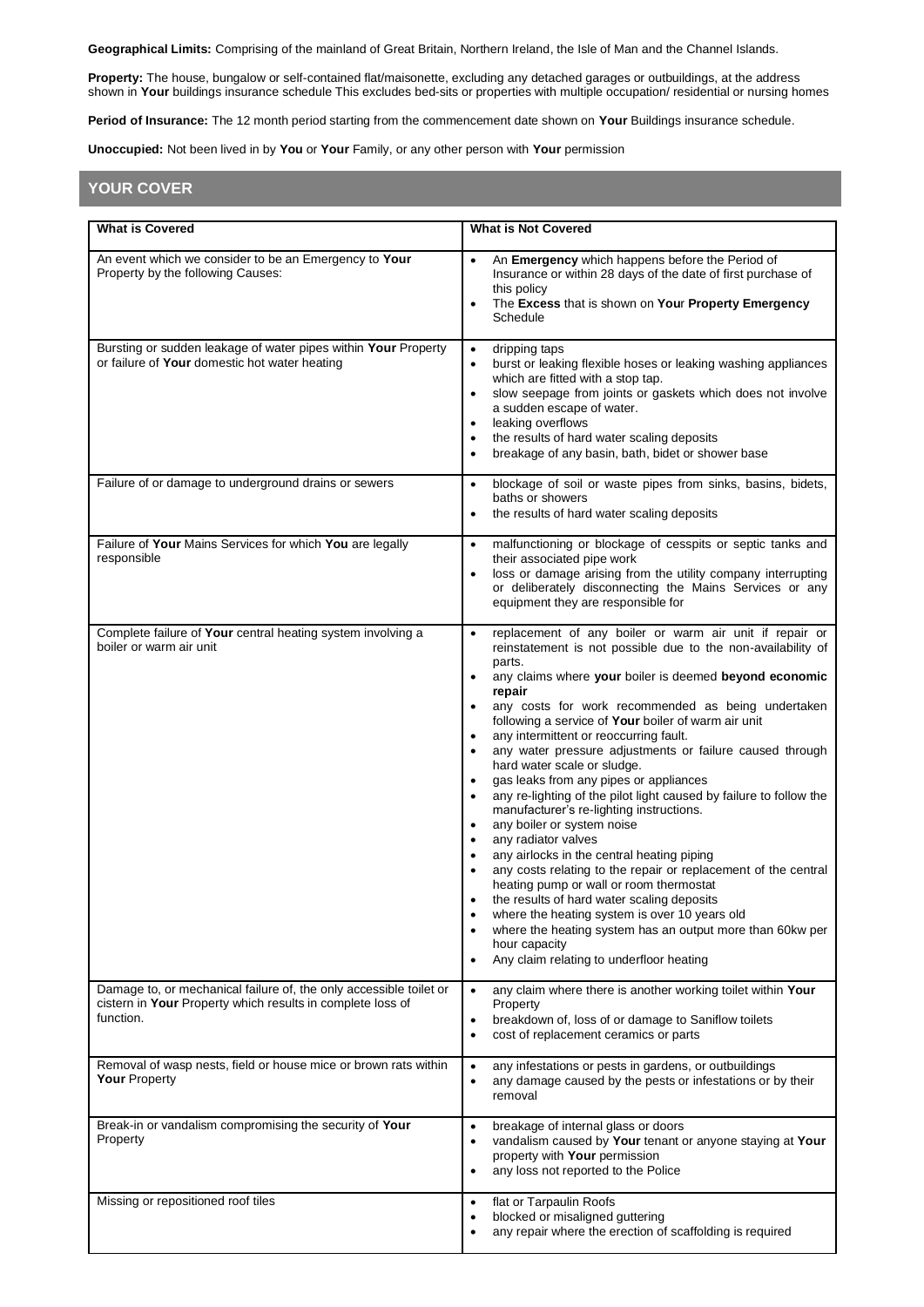**Geographical Limits:** Comprising of the mainland of Great Britain, Northern Ireland, the Isle of Man and the Channel Islands.

**Property:** The house, bungalow or self-contained flat/maisonette, excluding any detached garages or outbuildings, at the address shown in **Your** buildings insurance schedule This excludes bed-sits or properties with multiple occupation/ residential or nursing homes

**Period of Insurance:** The 12 month period starting from the commencement date shown on **Your** Buildings insurance schedule.

**Unoccupied:** Not been lived in by **You** or **Your** Family, or any other person with **Your** permission

## YOUR COVER

| What is Covered | What is Not Covered |
|---|---|
| An event which we consider to be an Emergency to **Your** Property by the following Causes: | • An **Emergency** which happens before the Period of Insurance or within 28 days of the date of first purchase of this policy<br>• The **Excess** that is shown on **Your Property Emergency** Schedule |
| Bursting or sudden leakage of water pipes within **Your** Property or failure of **Your** domestic hot water heating | • dripping taps<br>• burst or leaking flexible hoses or leaking washing appliances which are fitted with a stop tap.<br>• slow seepage from joints or gaskets which does not involve a sudden escape of water.<br>• leaking overflows<br>• the results of hard water scaling deposits<br>• breakage of any basin, bath, bidet or shower base |
| Failure of or damage to underground drains or sewers | • blockage of soil or waste pipes from sinks, basins, bidets, baths or showers<br>• the results of hard water scaling deposits |
| Failure of **Your** Mains Services for which **You** are legally responsible | • malfunctioning or blockage of cesspits or septic tanks and their associated pipe work<br>• loss or damage arising from the utility company interrupting or deliberately disconnecting the Mains Services or any equipment they are responsible for |
| Complete failure of **Your** central heating system involving a boiler or warm air unit | • replacement of any boiler or warm air unit if repair or reinstatement is not possible due to the non-availability of parts.<br>• any claims where **your** boiler is deemed **beyond economic repair**<br>• any costs for work recommended as being undertaken following a service of **Your** boiler of warm air unit<br>• any intermittent or reoccurring fault.<br>• any water pressure adjustments or failure caused through hard water scale or sludge.<br>• gas leaks from any pipes or appliances<br>• any re-lighting of the pilot light caused by failure to follow the manufacturer's re-lighting instructions.<br>• any boiler or system noise<br>• any radiator valves<br>• any airlocks in the central heating piping<br>• any costs relating to the repair or replacement of the central heating pump or wall or room thermostat<br>• the results of hard water scaling deposits<br>• where the heating system is over 10 years old<br>• where the heating system has an output more than 60kw per hour capacity<br>• Any claim relating to underfloor heating |
| Damage to, or mechanical failure of, the only accessible toilet or cistern in **Your** Property which results in complete loss of function. | • any claim where there is another working toilet within **Your** Property<br>• breakdown of, loss of or damage to Saniflow toilets<br>• cost of replacement ceramics or parts |
| Removal of wasp nests, field or house mice or brown rats within **Your** Property | • any infestations or pests in gardens, or outbuildings<br>• any damage caused by the pests or infestations or by their removal |
| Break-in or vandalism compromising the security of **Your** Property | • breakage of internal glass or doors<br>• vandalism caused by **Your** tenant or anyone staying at **Your** property with **Your** permission<br>• any loss not reported to the Police |
| Missing or repositioned roof tiles | • flat or Tarpaulin Roofs<br>• blocked or misaligned guttering<br>• any repair where the erection of scaffolding is required |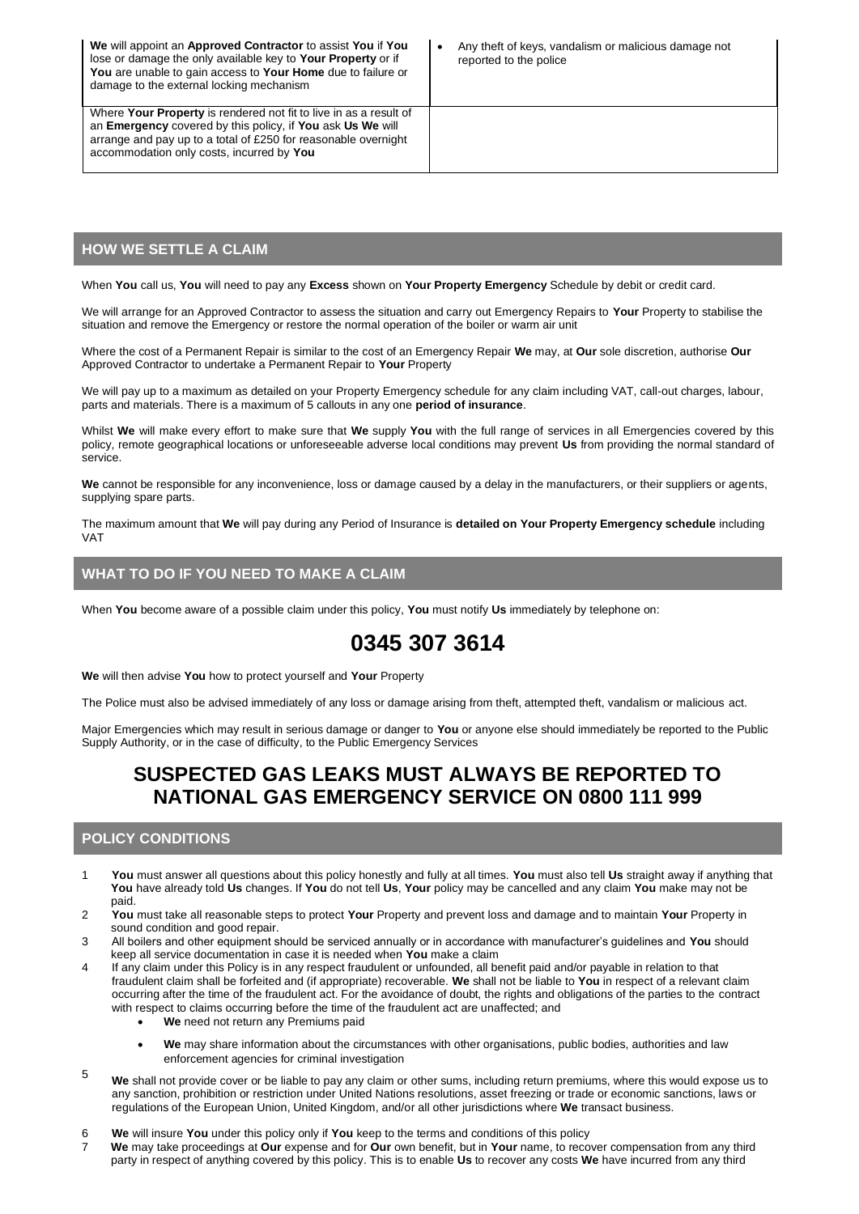| | |
|---|---|
| **We** will appoint an **Approved Contractor** to assist **You** if **You** lose or damage the only available key to **Your Property** or if **You** are unable to gain access to **Your Home** due to failure or damage to the external locking mechanism | • Any theft of keys, vandalism or malicious damage not reported to the police |
| Where **Your Property** is rendered not fit to live in as a result of an **Emergency** covered by this policy, if **You** ask **Us We** will arrange and pay up to a total of £250 for reasonable overnight accommodation only costs, incurred by **You** | |

## HOW WE SETTLE A CLAIM

When **You** call us, **You** will need to pay any **Excess** shown on **Your Property Emergency** Schedule by debit or credit card.

We will arrange for an Approved Contractor to assess the situation and carry out Emergency Repairs to **Your** Property to stabilise the situation and remove the Emergency or restore the normal operation of the boiler or warm air unit

Where the cost of a Permanent Repair is similar to the cost of an Emergency Repair **We** may, at **Our** sole discretion, authorise **Our** Approved Contractor to undertake a Permanent Repair to **Your** Property

We will pay up to a maximum as detailed on your Property Emergency schedule for any claim including VAT, call-out charges, labour, parts and materials. There is a maximum of 5 callouts in any one **period of insurance**.

Whilst **We** will make every effort to make sure that **We** supply **You** with the full range of services in all Emergencies covered by this policy, remote geographical locations or unforeseeable adverse local conditions may prevent **Us** from providing the normal standard of service.

**We** cannot be responsible for any inconvenience, loss or damage caused by a delay in the manufacturers, or their suppliers or agents, supplying spare parts.

The maximum amount that **We** will pay during any Period of Insurance is **detailed on Your Property Emergency schedule** including VAT

## WHAT TO DO IF YOU NEED TO MAKE A CLAIM

When **You** become aware of a possible claim under this policy, **You** must notify **Us** immediately by telephone on:

# 0345 307 3614

**We** will then advise **You** how to protect yourself and **Your** Property

The Police must also be advised immediately of any loss or damage arising from theft, attempted theft, vandalism or malicious act.

Major Emergencies which may result in serious damage or danger to **You** or anyone else should immediately be reported to the Public Supply Authority, or in the case of difficulty, to the Public Emergency Services

# SUSPECTED GAS LEAKS MUST ALWAYS BE REPORTED TO NATIONAL GAS EMERGENCY SERVICE ON 0800 111 999

## POLICY CONDITIONS

1. **You** must answer all questions about this policy honestly and fully at all times. **You** must also tell **Us** straight away if anything that **You** have already told **Us** changes. If **You** do not tell **Us**, **Your** policy may be cancelled and any claim **You** make may not be paid.
2. **You** must take all reasonable steps to protect **Your** Property and prevent loss and damage and to maintain **Your** Property in sound condition and good repair.
3. All boilers and other equipment should be serviced annually or in accordance with manufacturer's guidelines and **You** should keep all service documentation in case it is needed when **You** make a claim
4. If any claim under this Policy is in any respect fraudulent or unfounded, all benefit paid and/or payable in relation to that fraudulent claim shall be forfeited and (if appropriate) recoverable. **We** shall not be liable to **You** in respect of a relevant claim occurring after the time of the fraudulent act. For the avoidance of doubt, the rights and obligations of the parties to the contract with respect to claims occurring before the time of the fraudulent act are unaffected; and
   - **We** need not return any Premiums paid
   - **We** may share information about the circumstances with other organisations, public bodies, authorities and law enforcement agencies for criminal investigation
5. **We** shall not provide cover or be liable to pay any claim or other sums, including return premiums, where this would expose us to any sanction, prohibition or restriction under United Nations resolutions, asset freezing or trade or economic sanctions, laws or regulations of the European Union, United Kingdom, and/or all other jurisdictions where **We** transact business.
6. **We** will insure **You** under this policy only if **You** keep to the terms and conditions of this policy
7. **We** may take proceedings at **Our** expense and for **Our** own benefit, but in **Your** name, to recover compensation from any third party in respect of anything covered by this policy. This is to enable **Us** to recover any costs **We** have incurred from any third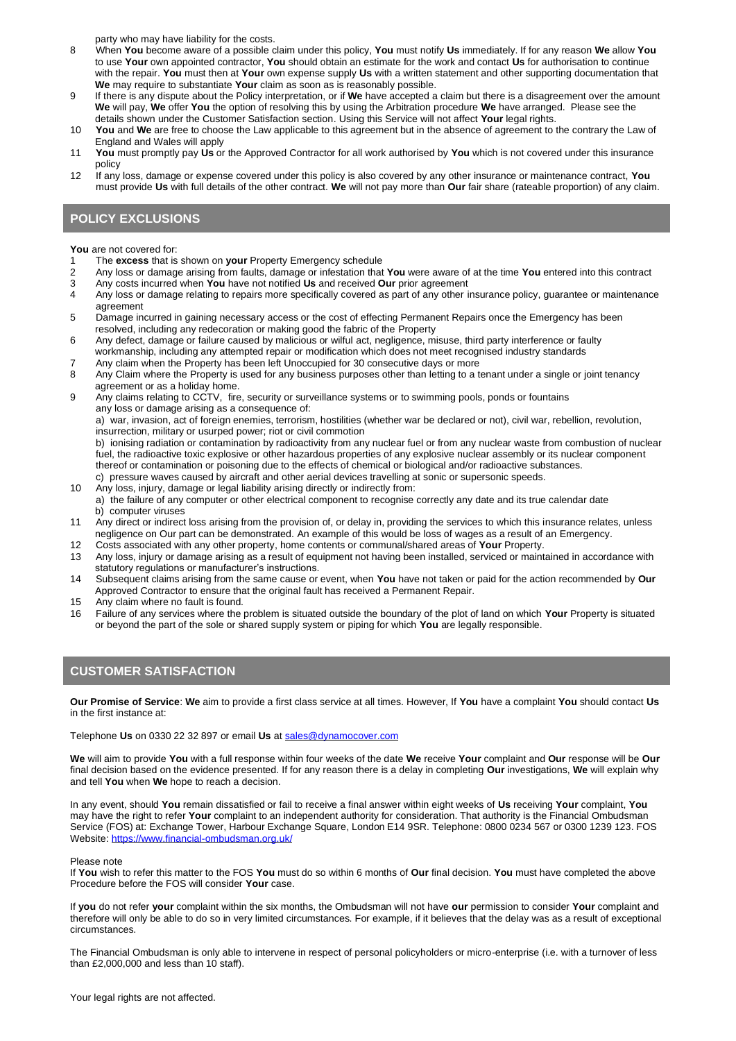party who may have liability for the costs.

8 When **You** become aware of a possible claim under this policy, **You** must notify **Us** immediately. If for any reason **We** allow **You** to use **Your** own appointed contractor, **You** should obtain an estimate for the work and contact **Us** for authorisation to continue with the repair. **You** must then at **Your** own expense supply **Us** with a written statement and other supporting documentation that **We** may require to substantiate **Your** claim as soon as is reasonably possible.
9 If there is any dispute about the Policy interpretation, or if **We** have accepted a claim but there is a disagreement over the amount **We** will pay, **We** offer **You** the option of resolving this by using the Arbitration procedure **We** have arranged. Please see the details shown under the Customer Satisfaction section. Using this Service will not affect **Your** legal rights.
10 **You** and **We** are free to choose the Law applicable to this agreement but in the absence of agreement to the contrary the Law of England and Wales will apply
11 **You** must promptly pay **Us** or the Approved Contractor for all work authorised by **You** which is not covered under this insurance policy
12 If any loss, damage or expense covered under this policy is also covered by any other insurance or maintenance contract, **You** must provide **Us** with full details of the other contract. **We** will not pay more than **Our** fair share (rateable proportion) of any claim.

## POLICY EXCLUSIONS

**You** are not covered for:

1 The **excess** that is shown on **your** Property Emergency schedule
2 Any loss or damage arising from faults, damage or infestation that **You** were aware of at the time **You** entered into this contract
3 Any costs incurred when **You** have not notified **Us** and received **Our** prior agreement
4 Any loss or damage relating to repairs more specifically covered as part of any other insurance policy, guarantee or maintenance agreement
5 Damage incurred in gaining necessary access or the cost of effecting Permanent Repairs once the Emergency has been resolved, including any redecoration or making good the fabric of the Property
6 Any defect, damage or failure caused by malicious or wilful act, negligence, misuse, third party interference or faulty workmanship, including any attempted repair or modification which does not meet recognised industry standards
7 Any claim when the Property has been left Unoccupied for 30 consecutive days or more
8 Any Claim where the Property is used for any business purposes other than letting to a tenant under a single or joint tenancy agreement or as a holiday home.
9 Any claims relating to CCTV, fire, security or surveillance systems or to swimming pools, ponds or fountains
any loss or damage arising as a consequence of:
a) war, invasion, act of foreign enemies, terrorism, hostilities (whether war be declared or not), civil war, rebellion, revolution, insurrection, military or usurped power; riot or civil commotion
b) ionising radiation or contamination by radioactivity from any nuclear fuel or from any nuclear waste from combustion of nuclear fuel, the radioactive toxic explosive or other hazardous properties of any explosive nuclear assembly or its nuclear component thereof or contamination or poisoning due to the effects of chemical or biological and/or radioactive substances.
c) pressure waves caused by aircraft and other aerial devices travelling at sonic or supersonic speeds.
10 Any loss, injury, damage or legal liability arising directly or indirectly from:
a) the failure of any computer or other electrical component to recognise correctly any date and its true calendar date
b) computer viruses
11 Any direct or indirect loss arising from the provision of, or delay in, providing the services to which this insurance relates, unless negligence on Our part can be demonstrated. An example of this would be loss of wages as a result of an Emergency.
12 Costs associated with any other property, home contents or communal/shared areas of **Your** Property.
13 Any loss, injury or damage arising as a result of equipment not having been installed, serviced or maintained in accordance with statutory regulations or manufacturer's instructions.
14 Subsequent claims arising from the same cause or event, when **You** have not taken or paid for the action recommended by **Our** Approved Contractor to ensure that the original fault has received a Permanent Repair.
15 Any claim where no fault is found.
16 Failure of any services where the problem is situated outside the boundary of the plot of land on which **Your** Property is situated or beyond the part of the sole or shared supply system or piping for which **You** are legally responsible.

## CUSTOMER SATISFACTION

**Our Promise of Service**: **We** aim to provide a first class service at all times. However, If **You** have a complaint **You** should contact **Us** in the first instance at:

Telephone **Us** on 0330 22 32 897 or email **Us** at sales@dynamocover.com

**We** will aim to provide **You** with a full response within four weeks of the date **We** receive **Your** complaint and **Our** response will be **Our** final decision based on the evidence presented. If for any reason there is a delay in completing **Our** investigations, **We** will explain why and tell **You** when **We** hope to reach a decision.

In any event, should **You** remain dissatisfied or fail to receive a final answer within eight weeks of **Us** receiving **Your** complaint, **You** may have the right to refer **Your** complaint to an independent authority for consideration. That authority is the Financial Ombudsman Service (FOS) at: Exchange Tower, Harbour Exchange Square, London E14 9SR. Telephone: 0800 0234 567 or 0300 1239 123. FOS Website: https://www.financial-ombudsman.org.uk/

Please note
If **You** wish to refer this matter to the FOS **You** must do so within 6 months of **Our** final decision. **You** must have completed the above Procedure before the FOS will consider **Your** case.

If **you** do not refer **your** complaint within the six months, the Ombudsman will not have **our** permission to consider **Your** complaint and therefore will only be able to do so in very limited circumstances. For example, if it believes that the delay was as a result of exceptional circumstances.

The Financial Ombudsman is only able to intervene in respect of personal policyholders or micro-enterprise (i.e. with a turnover of less than £2,000,000 and less than 10 staff).

Your legal rights are not affected.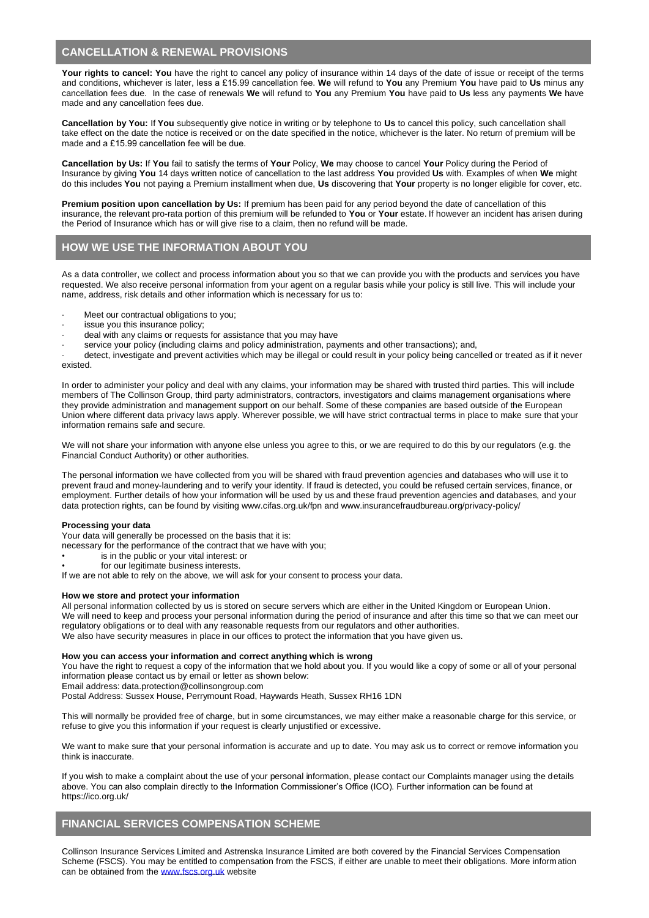## CANCELLATION & RENEWAL PROVISIONS

**Your rights to cancel: You** have the right to cancel any policy of insurance within 14 days of the date of issue or receipt of the terms and conditions, whichever is later, less a £15.99 cancellation fee. **We** will refund to **You** any Premium **You** have paid to **Us** minus any cancellation fees due. In the case of renewals **We** will refund to **You** any Premium **You** have paid to **Us** less any payments **We** have made and any cancellation fees due.

**Cancellation by You:** If **You** subsequently give notice in writing or by telephone to **Us** to cancel this policy, such cancellation shall take effect on the date the notice is received or on the date specified in the notice, whichever is the later. No return of premium will be made and a £15.99 cancellation fee will be due.

**Cancellation by Us:** If **You** fail to satisfy the terms of **Your** Policy, **We** may choose to cancel **Your** Policy during the Period of Insurance by giving **You** 14 days written notice of cancellation to the last address **You** provided **Us** with. Examples of when **We** might do this includes **You** not paying a Premium installment when due, **Us** discovering that **Your** property is no longer eligible for cover, etc.

**Premium position upon cancellation by Us:** If premium has been paid for any period beyond the date of cancellation of this insurance, the relevant pro-rata portion of this premium will be refunded to **You** or **Your** estate. If however an incident has arisen during the Period of Insurance which has or will give rise to a claim, then no refund will be made.

## HOW WE USE THE INFORMATION ABOUT YOU

As a data controller, we collect and process information about you so that we can provide you with the products and services you have requested. We also receive personal information from your agent on a regular basis while your policy is still live. This will include your name, address, risk details and other information which is necessary for us to:

- Meet our contractual obligations to you;
- issue you this insurance policy;
- deal with any claims or requests for assistance that you may have
- service your policy (including claims and policy administration, payments and other transactions); and,
- detect, investigate and prevent activities which may be illegal or could result in your policy being cancelled or treated as if it never existed.

In order to administer your policy and deal with any claims, your information may be shared with trusted third parties. This will include members of The Collinson Group, third party administrators, contractors, investigators and claims management organisations where they provide administration and management support on our behalf. Some of these companies are based outside of the European Union where different data privacy laws apply. Wherever possible, we will have strict contractual terms in place to make sure that your information remains safe and secure.

We will not share your information with anyone else unless you agree to this, or we are required to do this by our regulators (e.g. the Financial Conduct Authority) or other authorities.

The personal information we have collected from you will be shared with fraud prevention agencies and databases who will use it to prevent fraud and money-laundering and to verify your identity. If fraud is detected, you could be refused certain services, finance, or employment. Further details of how your information will be used by us and these fraud prevention agencies and databases, and your data protection rights, can be found by visiting www.cifas.org.uk/fpn and www.insurancefraudbureau.org/privacy-policy/

**Processing your data**

Your data will generally be processed on the basis that it is:
necessary for the performance of the contract that we have with you;

- is in the public or your vital interest: or
- for our legitimate business interests.

If we are not able to rely on the above, we will ask for your consent to process your data.

**How we store and protect your information**

All personal information collected by us is stored on secure servers which are either in the United Kingdom or European Union.
We will need to keep and process your personal information during the period of insurance and after this time so that we can meet our regulatory obligations or to deal with any reasonable requests from our regulators and other authorities.
We also have security measures in place in our offices to protect the information that you have given us.

**How you can access your information and correct anything which is wrong**

You have the right to request a copy of the information that we hold about you. If you would like a copy of some or all of your personal information please contact us by email or letter as shown below:
Email address: data.protection@collinsongroup.com
Postal Address: Sussex House, Perrymount Road, Haywards Heath, Sussex RH16 1DN

This will normally be provided free of charge, but in some circumstances, we may either make a reasonable charge for this service, or refuse to give you this information if your request is clearly unjustified or excessive.

We want to make sure that your personal information is accurate and up to date. You may ask us to correct or remove information you think is inaccurate.

If you wish to make a complaint about the use of your personal information, please contact our Complaints manager using the details above. You can also complain directly to the Information Commissioner's Office (ICO). Further information can be found at https://ico.org.uk/

## FINANCIAL SERVICES COMPENSATION SCHEME

Collinson Insurance Services Limited and Astrenska Insurance Limited are both covered by the Financial Services Compensation Scheme (FSCS). You may be entitled to compensation from the FSCS, if either are unable to meet their obligations. More information can be obtained from the www.fscs.org.uk website